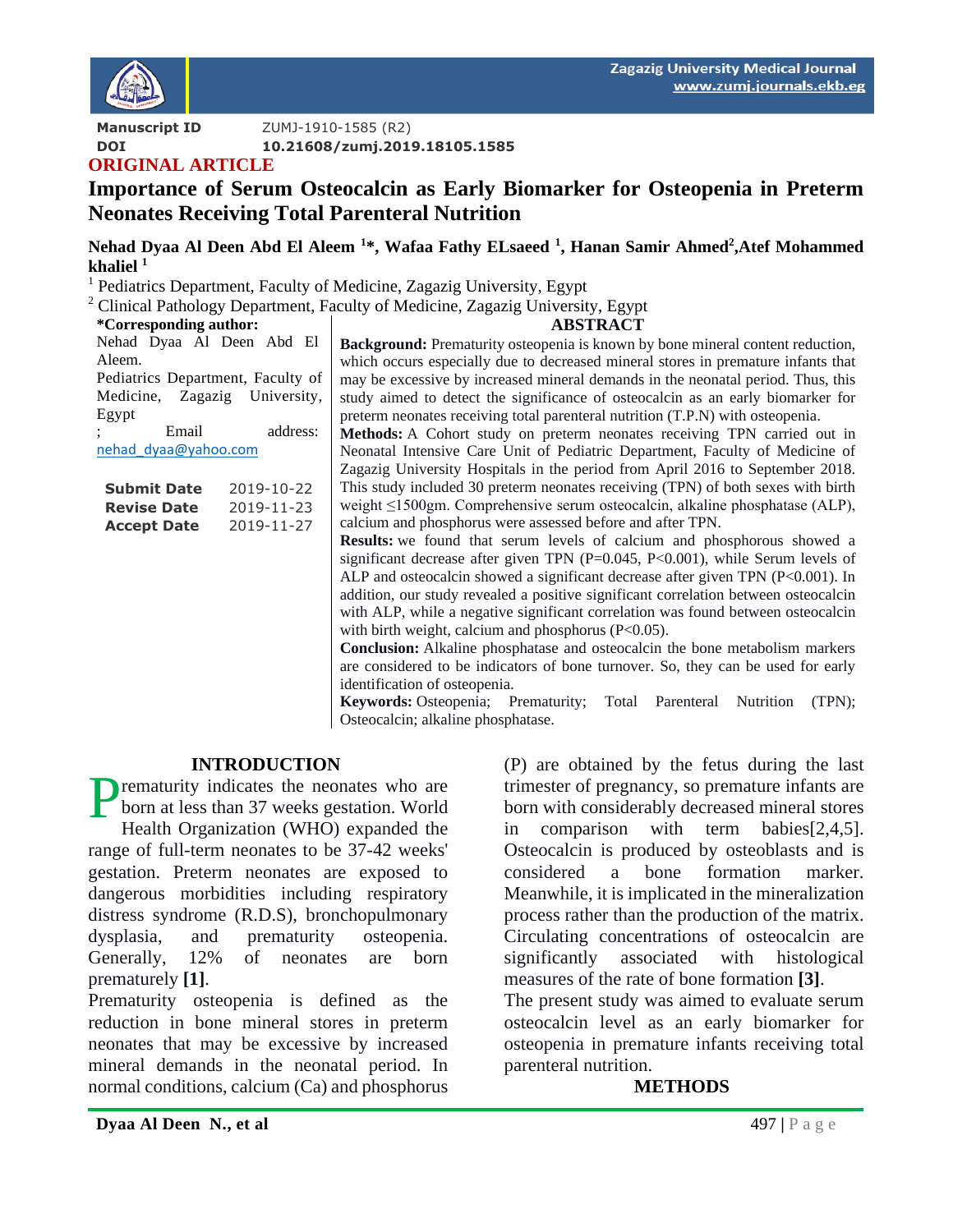Manuscript ID ZUMJ-1910-1585 (R2)

DOI **10.21608/zumj.2019.18105.1585**

**ORIGINAL ARTICLE**

# Importance of Serum Osteocalcin as Early Biomarker for Osteopenia in Preterm Neonates Receiving Total Parenteral Nutrition

**Nehad Dyaa Al Deen Abd El Aleem [1]*, Wafaa Fathy ELsaeed [1], Hanan Samir Ahmed[2], Atef Mohammed khaliel [1]**

[1] Pediatrics Department, Faculty of Medicine, Zagazig University, Egypt

[2] Clinical Pathology Department, Faculty of Medicine, Zagazig University, Egypt

**\*Corresponding author:**
Nehad Dyaa Al Deen Abd El Aleem.
Pediatrics Department, Faculty of Medicine, Zagazig University, Egypt
; Email address: nehad_dyaa@yahoo.com

| | |
|---|---|
| **Submit Date** | 2019-10-22 |
| **Revise Date** | 2019-11-23 |
| **Accept Date** | 2019-11-27 |

## ABSTRACT

**Background:** Prematurity osteopenia is known by bone mineral content reduction, which occurs especially due to decreased mineral stores in premature infants that may be excessive by increased mineral demands in the neonatal period. Thus, this study aimed to detect the significance of osteocalcin as an early biomarker for preterm neonates receiving total parenteral nutrition (T.P.N) with osteopenia.

**Methods:** A Cohort study on preterm neonates receiving TPN carried out in Neonatal Intensive Care Unit of Pediatric Department, Faculty of Medicine of Zagazig University Hospitals in the period from April 2016 to September 2018. This study included 30 preterm neonates receiving (TPN) of both sexes with birth weight ≤1500gm. Comprehensive serum osteocalcin, alkaline phosphatase (ALP), calcium and phosphorus were assessed before and after TPN.

**Results:** we found that serum levels of calcium and phosphorous showed a significant decrease after given TPN (P=0.045, P<0.001), while Serum levels of ALP and osteocalcin showed a significant decrease after given TPN (P<0.001). In addition, our study revealed a positive significant correlation between osteocalcin with ALP, while a negative significant correlation was found between osteocalcin with birth weight, calcium and phosphorus (P<0.05).

**Conclusion:** Alkaline phosphatase and osteocalcin the bone metabolism markers are considered to be indicators of bone turnover. So, they can be used for early identification of osteopenia.

**Keywords:** Osteopenia; Prematurity; Total Parenteral Nutrition (TPN); Osteocalcin; alkaline phosphatase.

## INTRODUCTION

Prematurity indicates the neonates who are born at less than 37 weeks gestation. World Health Organization (WHO) expanded the range of full-term neonates to be 37-42 weeks' gestation. Preterm neonates are exposed to dangerous morbidities including respiratory distress syndrome (R.D.S), bronchopulmonary dysplasia, and prematurity osteopenia. Generally, 12% of neonates are born prematurely **[1]**.

Prematurity osteopenia is defined as the reduction in bone mineral stores in preterm neonates that may be excessive by increased mineral demands in the neonatal period. In normal conditions, calcium (Ca) and phosphorus (P) are obtained by the fetus during the last trimester of pregnancy, so premature infants are born with considerably decreased mineral stores in comparison with term babies[2,4,5]. Osteocalcin is produced by osteoblasts and is considered a bone formation marker. Meanwhile, it is implicated in the mineralization process rather than the production of the matrix. Circulating concentrations of osteocalcin are significantly associated with histological measures of the rate of bone formation **[3]**.

The present study was aimed to evaluate serum osteocalcin level as an early biomarker for osteopenia in premature infants receiving total parenteral nutrition.

## METHODS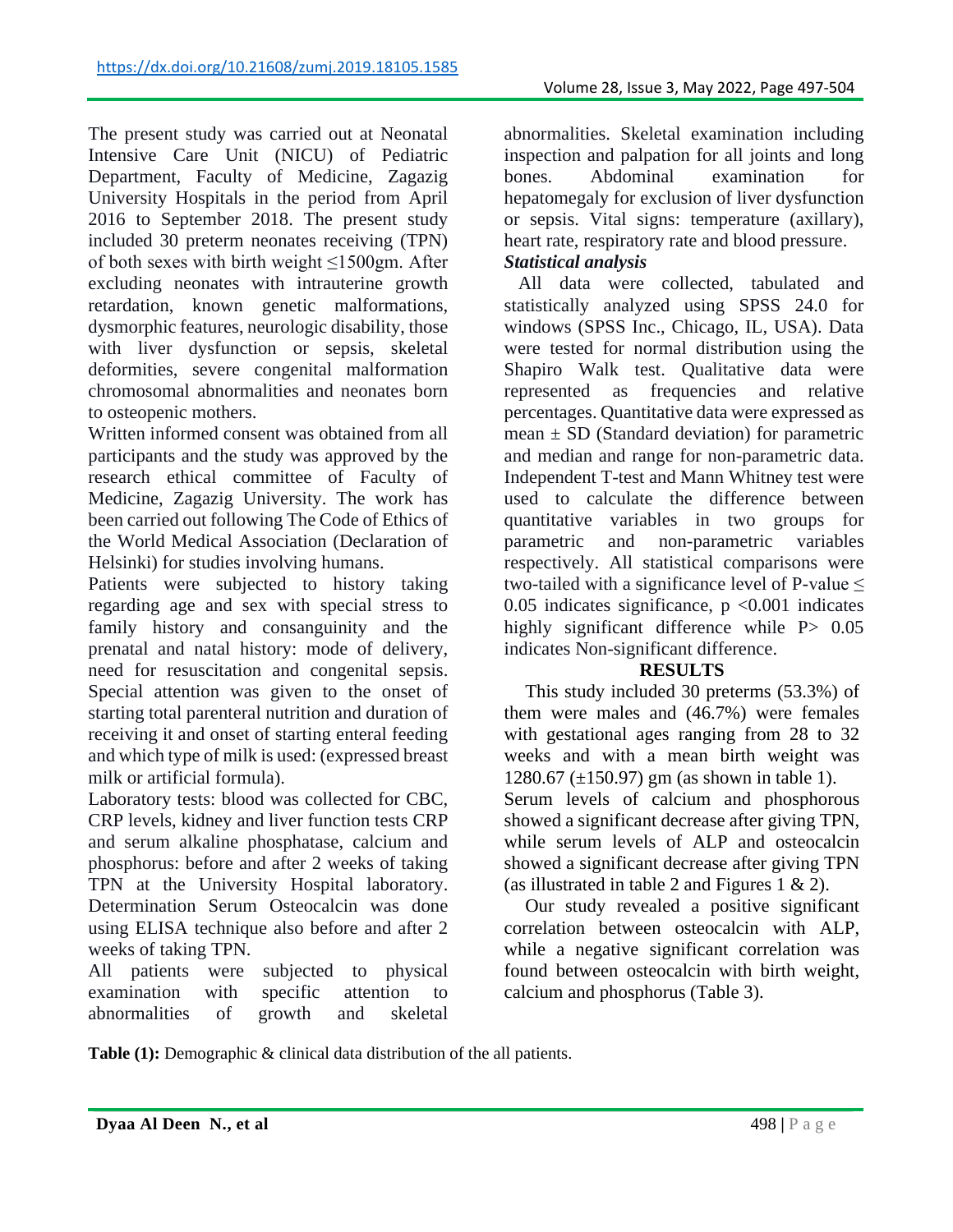The present study was carried out at Neonatal Intensive Care Unit (NICU) of Pediatric Department, Faculty of Medicine, Zagazig University Hospitals in the period from April 2016 to September 2018. The present study included 30 preterm neonates receiving (TPN) of both sexes with birth weight ≤1500gm. After excluding neonates with intrauterine growth retardation, known genetic malformations, dysmorphic features, neurologic disability, those with liver dysfunction or sepsis, skeletal deformities, severe congenital malformation chromosomal abnormalities and neonates born to osteopenic mothers.

Written informed consent was obtained from all participants and the study was approved by the research ethical committee of Faculty of Medicine, Zagazig University. The work has been carried out following The Code of Ethics of the World Medical Association (Declaration of Helsinki) for studies involving humans.

Patients were subjected to history taking regarding age and sex with special stress to family history and consanguinity and the prenatal and natal history: mode of delivery, need for resuscitation and congenital sepsis. Special attention was given to the onset of starting total parenteral nutrition and duration of receiving it and onset of starting enteral feeding and which type of milk is used: (expressed breast milk or artificial formula).

Laboratory tests: blood was collected for CBC, CRP levels, kidney and liver function tests CRP and serum alkaline phosphatase, calcium and phosphorus: before and after 2 weeks of taking TPN at the University Hospital laboratory. Determination Serum Osteocalcin was done using ELISA technique also before and after 2 weeks of taking TPN.

All patients were subjected to physical examination with specific attention to abnormalities of growth and skeletal abnormalities. Skeletal examination including inspection and palpation for all joints and long bones. Abdominal examination for hepatomegaly for exclusion of liver dysfunction or sepsis. Vital signs: temperature (axillary), heart rate, respiratory rate and blood pressure.

***Statistical analysis***

All data were collected, tabulated and statistically analyzed using SPSS 24.0 for windows (SPSS Inc., Chicago, IL, USA). Data were tested for normal distribution using the Shapiro Walk test. Qualitative data were represented as frequencies and relative percentages. Quantitative data were expressed as mean ± SD (Standard deviation) for parametric and median and range for non-parametric data. Independent T-test and Mann Whitney test were used to calculate the difference between quantitative variables in two groups for parametric and non-parametric variables respectively. All statistical comparisons were two-tailed with a significance level of P-value ≤ 0.05 indicates significance, $p < 0.001$ indicates highly significant difference while $P > 0.05$ indicates Non-significant difference.

## RESULTS

This study included 30 preterms (53.3%) of them were males and (46.7%) were females with gestational ages ranging from 28 to 32 weeks and with a mean birth weight was 1280.67 (±150.97) gm (as shown in table 1).

Serum levels of calcium and phosphorous showed a significant decrease after giving TPN, while serum levels of ALP and osteocalcin showed a significant decrease after giving TPN (as illustrated in table 2 and Figures 1 & 2).

Our study revealed a positive significant correlation between osteocalcin with ALP, while a negative significant correlation was found between osteocalcin with birth weight, calcium and phosphorus (Table 3).

**Table (1):** Demographic & clinical data distribution of the all patients.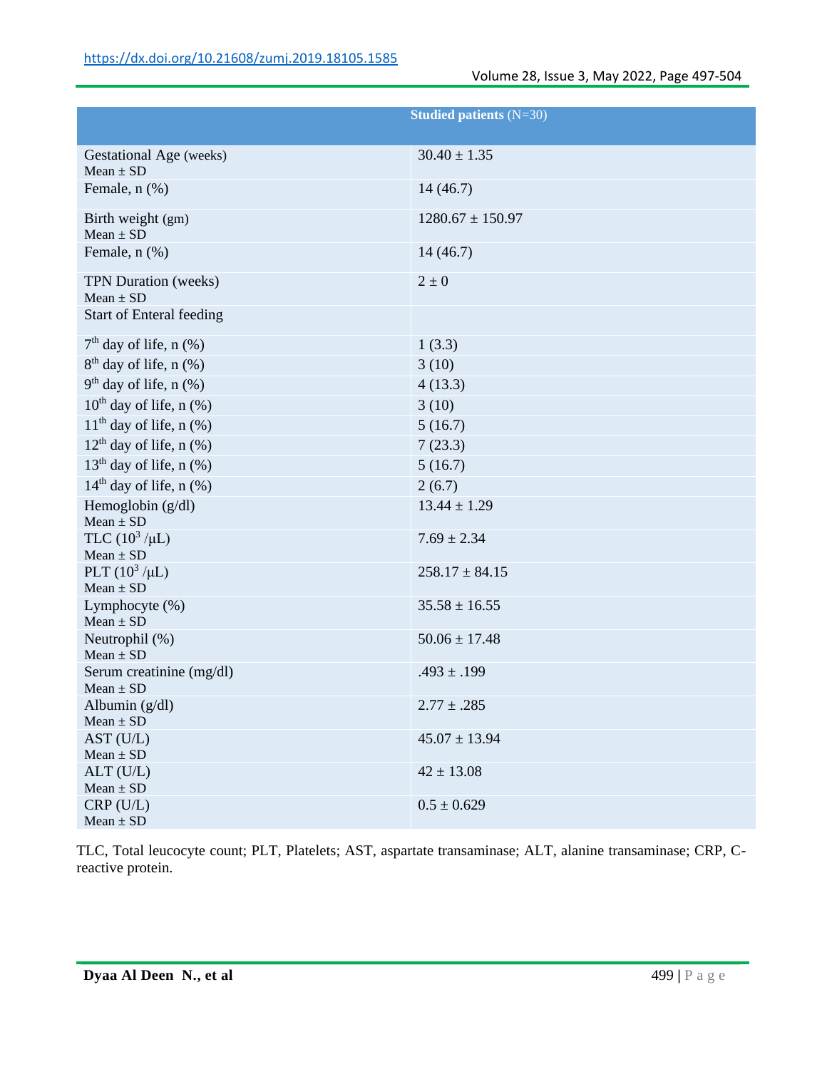| | Studied patients (N=30) |
|---|---|
| Gestational Age (weeks) Mean ± SD | 30.40 ± 1.35 |
| Female, n (%) | 14 (46.7) |
| Birth weight (gm) Mean ± SD | 1280.67 ± 150.97 |
| Female, n (%) | 14 (46.7) |
| TPN Duration (weeks) Mean ± SD | 2 ± 0 |
| Start of Enteral feeding | |
| 7th day of life, n (%) | 1 (3.3) |
| 8th day of life, n (%) | 3 (10) |
| 9th day of life, n (%) | 4 (13.3) |
| 10th day of life, n (%) | 3 (10) |
| 11th day of life, n (%) | 5 (16.7) |
| 12th day of life, n (%) | 7 (23.3) |
| 13th day of life, n (%) | 5 (16.7) |
| 14th day of life, n (%) | 2 (6.7) |
| Hemoglobin (g/dl) Mean ± SD | 13.44 ± 1.29 |
| TLC ($10^3$ /μL) Mean ± SD | 7.69 ± 2.34 |
| PLT ($10^3$ /μL) Mean ± SD | 258.17 ± 84.15 |
| Lymphocyte (%) Mean ± SD | 35.58 ± 16.55 |
| Neutrophil (%) Mean ± SD | 50.06 ± 17.48 |
| Serum creatinine (mg/dl) Mean ± SD | .493 ± .199 |
| Albumin (g/dl) Mean ± SD | 2.77 ± .285 |
| AST (U/L) Mean ± SD | 45.07 ± 13.94 |
| ALT (U/L) Mean ± SD | 42 ± 13.08 |
| CRP (U/L) Mean ± SD | 0.5 ± 0.629 |

TLC, Total leucocyte count; PLT, Platelets; AST, aspartate transaminase; ALT, alanine transaminase; CRP, C-reactive protein.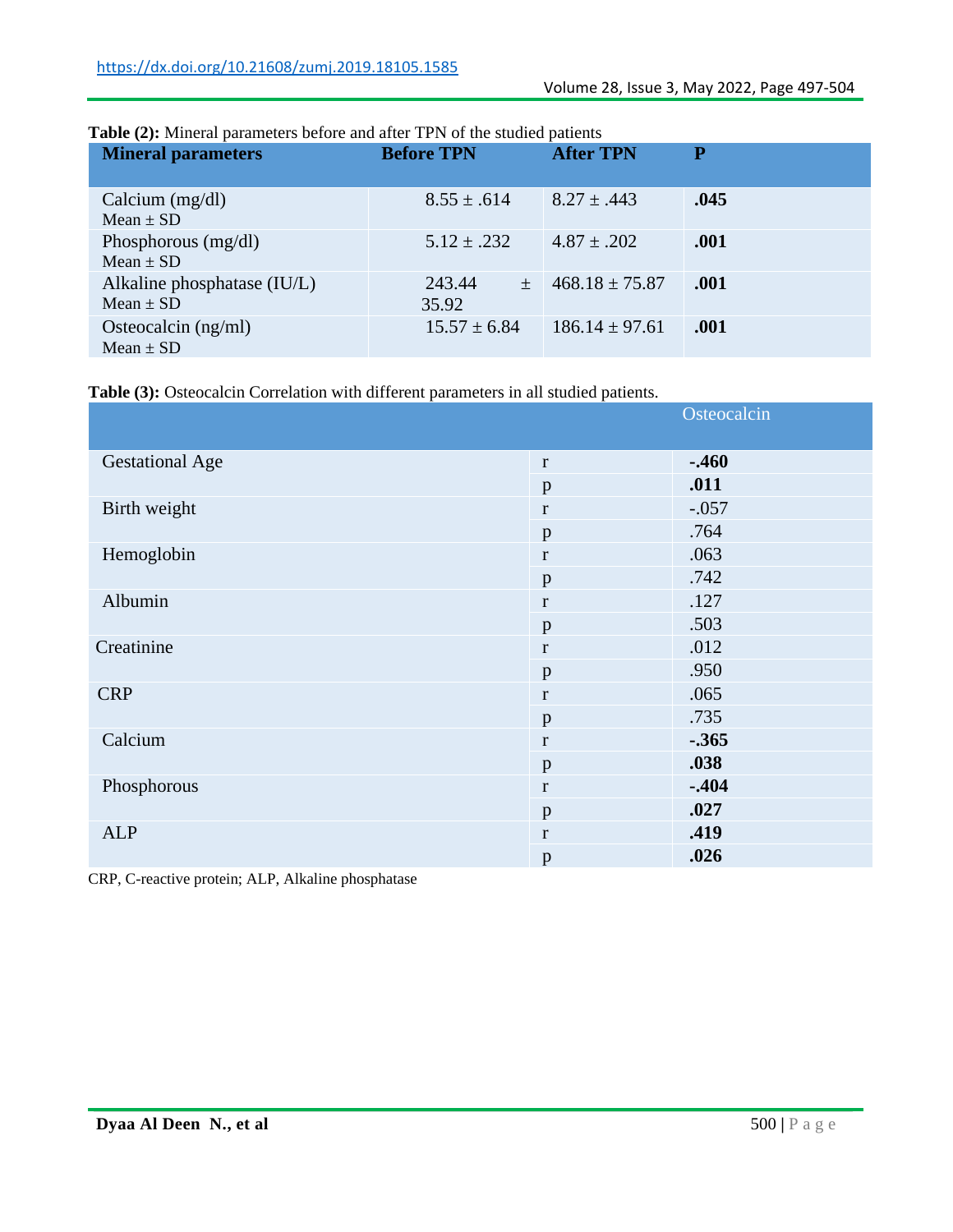**Table (2):** Mineral parameters before and after TPN of the studied patients

| Mineral parameters | Before TPN | After TPN | P |
|---|---|---|---|
| Calcium (mg/dl)<br>Mean ± SD | 8.55 ± .614 | 8.27 ± .443 | **.045** |
| Phosphorous (mg/dl)<br>Mean ± SD | 5.12 ± .232 | 4.87 ± .202 | **.001** |
| Alkaline phosphatase (IU/L)<br>Mean ± SD | 243.44 ± 35.92 | 468.18 ± 75.87 | **.001** |
| Osteocalcin (ng/ml)<br>Mean ± SD | 15.57 ± 6.84 | 186.14 ± 97.61 | **.001** |

**Table (3):** Osteocalcin Correlation with different parameters in all studied patients.

| | | Osteocalcin |
|---|---|---|
| Gestational Age | r | **-.460** |
| | p | **.011** |
| Birth weight | r | -.057 |
| | p | .764 |
| Hemoglobin | r | .063 |
| | p | .742 |
| Albumin | r | .127 |
| | p | .503 |
| Creatinine | r | .012 |
| | p | .950 |
| CRP | r | .065 |
| | p | .735 |
| Calcium | r | **-.365** |
| | p | **.038** |
| Phosphorous | r | **-.404** |
| | p | **.027** |
| ALP | r | **.419** |
| | p | **.026** |

CRP, C-reactive protein; ALP, Alkaline phosphatase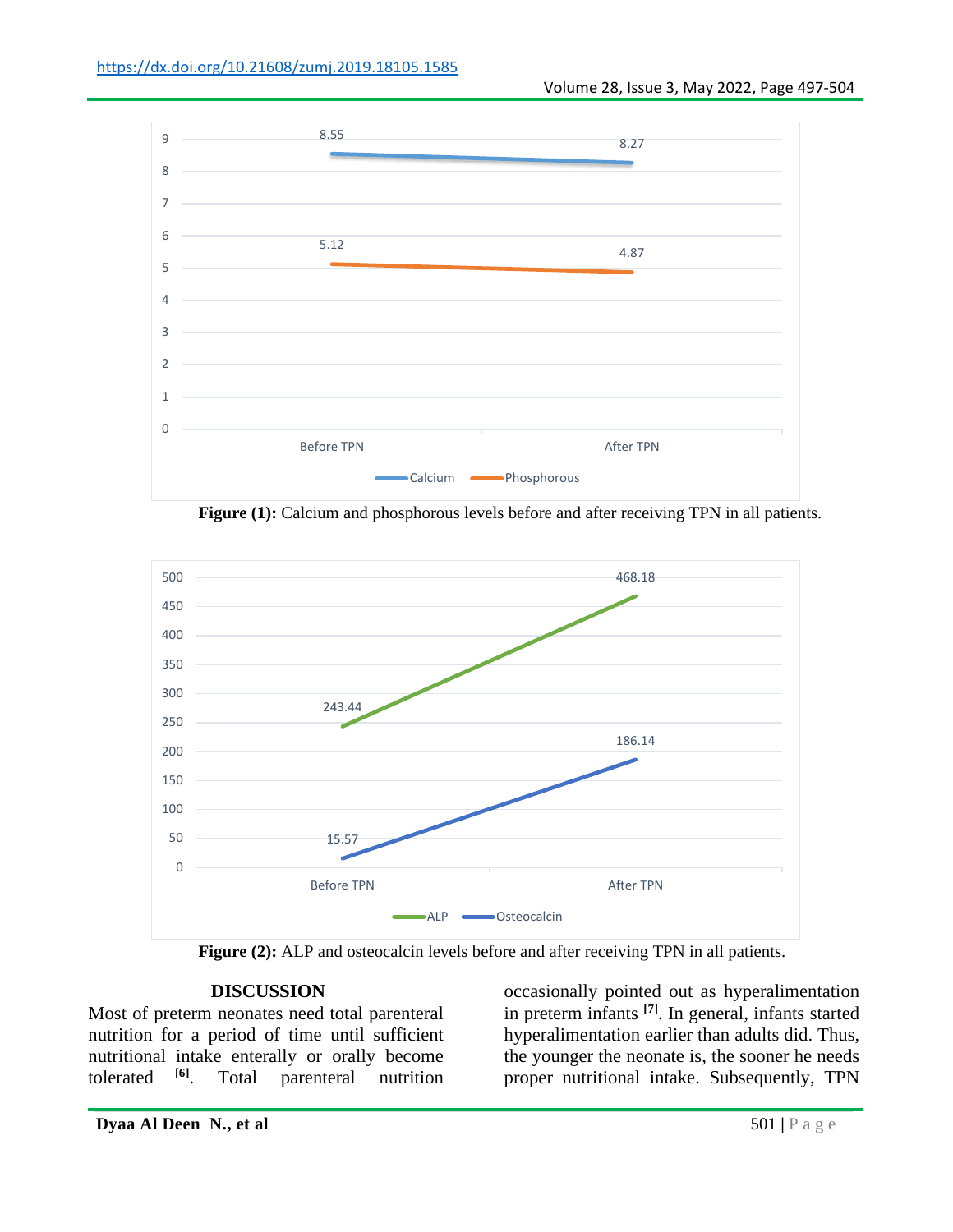Figure (1): Calcium and phosphorous levels before and after receiving TPN in all patients.

Figure (2): ALP and osteocalcin levels before and after receiving TPN in all patients.

## DISCUSSION

Most of preterm neonates need total parenteral nutrition for a period of time until sufficient nutritional intake enterally or orally become tolerated [6]. Total parenteral nutrition occasionally pointed out as hyperalimentation in preterm infants [7]. In general, infants started hyperalimentation earlier than adults did. Thus, the younger the neonate is, the sooner he needs proper nutritional intake. Subsequently, TPN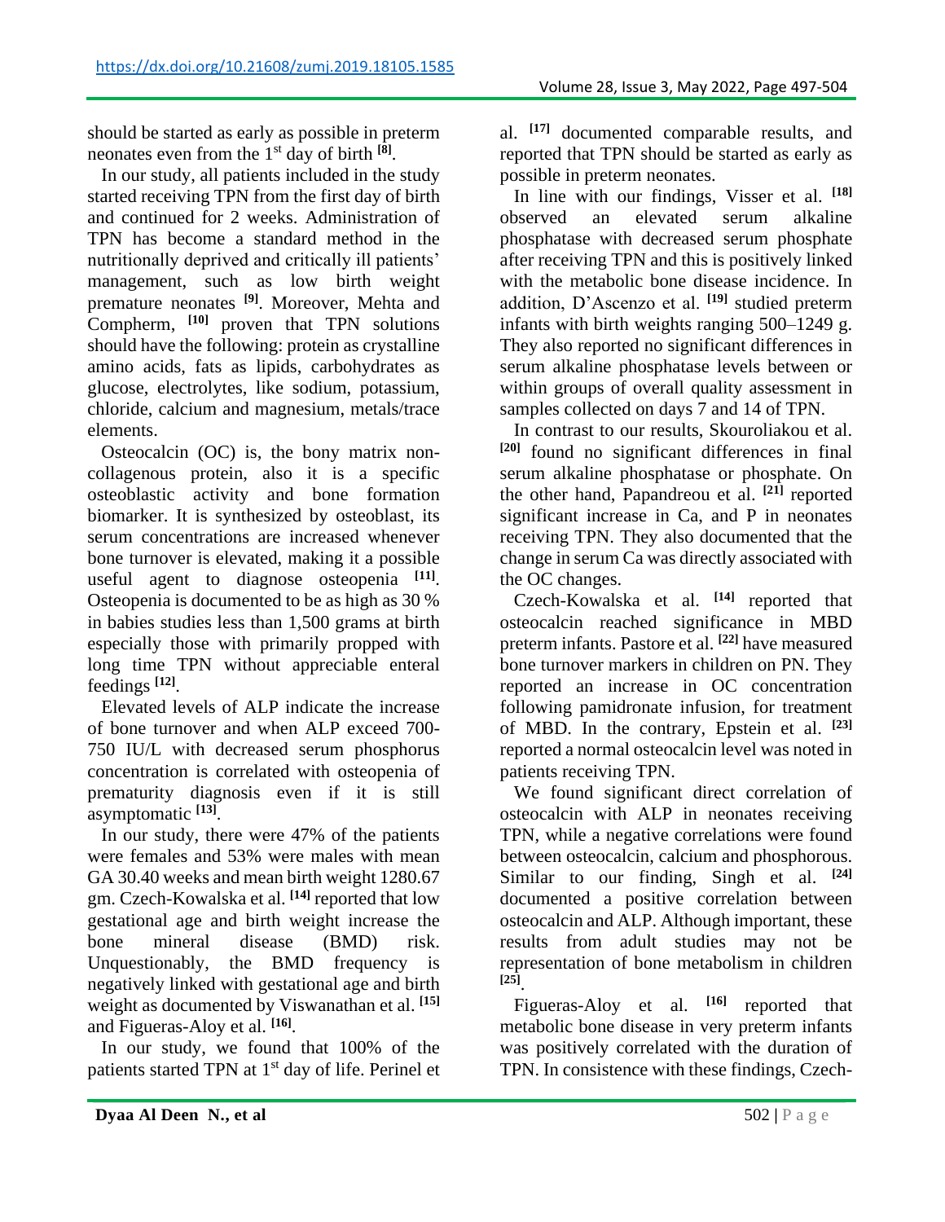should be started as early as possible in preterm neonates even from the 1st day of birth [8].

In our study, all patients included in the study started receiving TPN from the first day of birth and continued for 2 weeks. Administration of TPN has become a standard method in the nutritionally deprived and critically ill patients' management, such as low birth weight premature neonates [9]. Moreover, Mehta and Compherm, [10] proven that TPN solutions should have the following: protein as crystalline amino acids, fats as lipids, carbohydrates as glucose, electrolytes, like sodium, potassium, chloride, calcium and magnesium, metals/trace elements.

Osteocalcin (OC) is, the bony matrix non-collagenous protein, also it is a specific osteoblastic activity and bone formation biomarker. It is synthesized by osteoblast, its serum concentrations are increased whenever bone turnover is elevated, making it a possible useful agent to diagnose osteopenia [11]. Osteopenia is documented to be as high as 30 % in babies studies less than 1,500 grams at birth especially those with primarily propped with long time TPN without appreciable enteral feedings [12].

Elevated levels of ALP indicate the increase of bone turnover and when ALP exceed 700-750 IU/L with decreased serum phosphorus concentration is correlated with osteopenia of prematurity diagnosis even if it is still asymptomatic [13].

In our study, there were 47% of the patients were females and 53% were males with mean GA 30.40 weeks and mean birth weight 1280.67 gm. Czech-Kowalska et al. [14] reported that low gestational age and birth weight increase the bone mineral disease (BMD) risk. Unquestionably, the BMD frequency is negatively linked with gestational age and birth weight as documented by Viswanathan et al. [15] and Figueras-Aloy et al. [16].

In our study, we found that 100% of the patients started TPN at 1st day of life. Perinel et al. [17] documented comparable results, and reported that TPN should be started as early as possible in preterm neonates.

In line with our findings, Visser et al. [18] observed an elevated serum alkaline phosphatase with decreased serum phosphate after receiving TPN and this is positively linked with the metabolic bone disease incidence. In addition, D'Ascenzo et al. [19] studied preterm infants with birth weights ranging 500–1249 g. They also reported no significant differences in serum alkaline phosphatase levels between or within groups of overall quality assessment in samples collected on days 7 and 14 of TPN.

In contrast to our results, Skouroliakou et al. [20] found no significant differences in final serum alkaline phosphatase or phosphate. On the other hand, Papandreou et al. [21] reported significant increase in Ca, and P in neonates receiving TPN. They also documented that the change in serum Ca was directly associated with the OC changes.

Czech-Kowalska et al. [14] reported that osteocalcin reached significance in MBD preterm infants. Pastore et al. [22] have measured bone turnover markers in children on PN. They reported an increase in OC concentration following pamidronate infusion, for treatment of MBD. In the contrary, Epstein et al. [23] reported a normal osteocalcin level was noted in patients receiving TPN.

We found significant direct correlation of osteocalcin with ALP in neonates receiving TPN, while a negative correlations were found between osteocalcin, calcium and phosphorous. Similar to our finding, Singh et al. [24] documented a positive correlation between osteocalcin and ALP. Although important, these results from adult studies may not be representation of bone metabolism in children [25].

Figueras-Aloy et al. [16] reported that metabolic bone disease in very preterm infants was positively correlated with the duration of TPN. In consistence with these findings, Czech-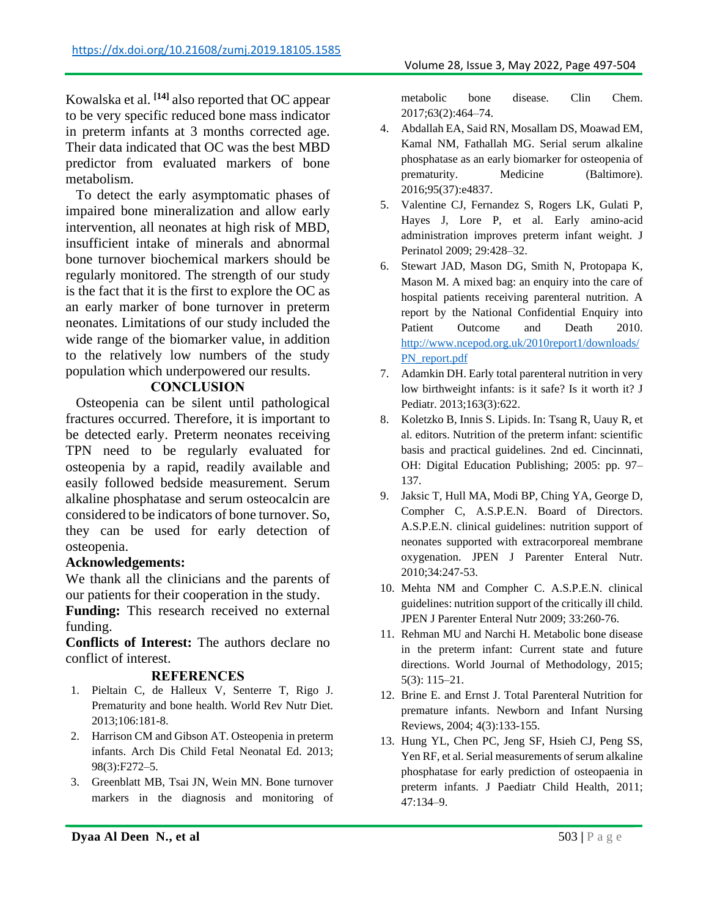Kowalska et al. [14] also reported that OC appear to be very specific reduced bone mass indicator in preterm infants at 3 months corrected age. Their data indicated that OC was the best MBD predictor from evaluated markers of bone metabolism.

To detect the early asymptomatic phases of impaired bone mineralization and allow early intervention, all neonates at high risk of MBD, insufficient intake of minerals and abnormal bone turnover biochemical markers should be regularly monitored. The strength of our study is the fact that it is the first to explore the OC as an early marker of bone turnover in preterm neonates. Limitations of our study included the wide range of the biomarker value, in addition to the relatively low numbers of the study population which underpowered our results.

## CONCLUSION

Osteopenia can be silent until pathological fractures occurred. Therefore, it is important to be detected early. Preterm neonates receiving TPN need to be regularly evaluated for osteopenia by a rapid, readily available and easily followed bedside measurement. Serum alkaline phosphatase and serum osteocalcin are considered to be indicators of bone turnover. So, they can be used for early detection of osteopenia.

**Acknowledgements:**
We thank all the clinicians and the parents of our patients for their cooperation in the study.

**Funding:** This research received no external funding.

**Conflicts of Interest:** The authors declare no conflict of interest.

## REFERENCES

1. Pieltain C, de Halleux V, Senterre T, Rigo J. Prematurity and bone health. World Rev Nutr Diet. 2013;106:181-8.
2. Harrison CM and Gibson AT. Osteopenia in preterm infants. Arch Dis Child Fetal Neonatal Ed. 2013; 98(3):F272–5.
3. Greenblatt MB, Tsai JN, Wein MN. Bone turnover markers in the diagnosis and monitoring of metabolic bone disease. Clin Chem. 2017;63(2):464–74.
4. Abdallah EA, Said RN, Mosallam DS, Moawad EM, Kamal NM, Fathallah MG. Serial serum alkaline phosphatase as an early biomarker for osteopenia of prematurity. Medicine (Baltimore). 2016;95(37):e4837.
5. Valentine CJ, Fernandez S, Rogers LK, Gulati P, Hayes J, Lore P, et al. Early amino-acid administration improves preterm infant weight. J Perinatol 2009; 29:428–32.
6. Stewart JAD, Mason DG, Smith N, Protopapa K, Mason M. A mixed bag: an enquiry into the care of hospital patients receiving parenteral nutrition. A report by the National Confidential Enquiry into Patient Outcome and Death 2010. http://www.ncepod.org.uk/2010report1/downloads/PN_report.pdf
7. Adamkin DH. Early total parenteral nutrition in very low birthweight infants: is it safe? Is it worth it? J Pediatr. 2013;163(3):622.
8. Koletzko B, Innis S. Lipids. In: Tsang R, Uauy R, et al. editors. Nutrition of the preterm infant: scientific basis and practical guidelines. 2nd ed. Cincinnati, OH: Digital Education Publishing; 2005: pp. 97–137.
9. Jaksic T, Hull MA, Modi BP, Ching YA, George D, Compher C, A.S.P.E.N. Board of Directors. A.S.P.E.N. clinical guidelines: nutrition support of neonates supported with extracorporeal membrane oxygenation. JPEN J Parenter Enteral Nutr. 2010;34:247-53.
10. Mehta NM and Compher C. A.S.P.E.N. clinical guidelines: nutrition support of the critically ill child. JPEN J Parenter Enteral Nutr 2009; 33:260-76.
11. Rehman MU and Narchi H. Metabolic bone disease in the preterm infant: Current state and future directions. World Journal of Methodology, 2015; 5(3): 115–21.
12. Brine E. and Ernst J. Total Parenteral Nutrition for premature infants. Newborn and Infant Nursing Reviews, 2004; 4(3):133-155.
13. Hung YL, Chen PC, Jeng SF, Hsieh CJ, Peng SS, Yen RF, et al. Serial measurements of serum alkaline phosphatase for early prediction of osteopaenia in preterm infants. J Paediatr Child Health, 2011; 47:134–9.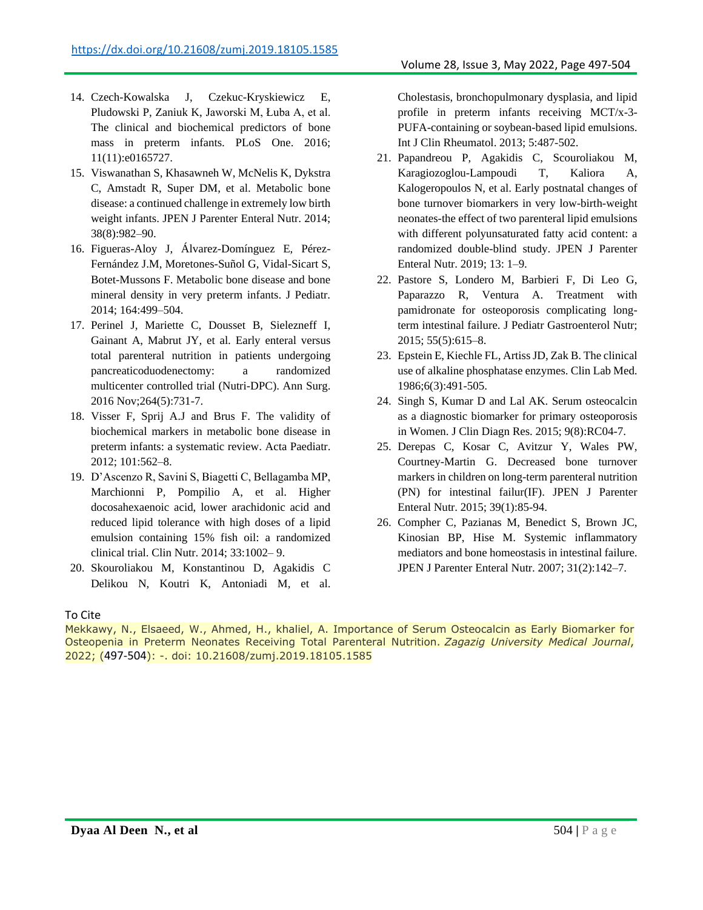14. Czech-Kowalska J, Czekuc-Kryskiewicz E, Pludowski P, Zaniuk K, Jaworski M, Łuba A, et al. The clinical and biochemical predictors of bone mass in preterm infants. PLoS One. 2016; 11(11):e0165727.
15. Viswanathan S, Khasawneh W, McNelis K, Dykstra C, Amstadt R, Super DM, et al. Metabolic bone disease: a continued challenge in extremely low birth weight infants. JPEN J Parenter Enteral Nutr. 2014; 38(8):982–90.
16. Figueras-Aloy J, Álvarez-Domínguez E, Pérez-Fernández J.M, Moretones-Suñol G, Vidal-Sicart S, Botet-Mussons F. Metabolic bone disease and bone mineral density in very preterm infants. J Pediatr. 2014; 164:499–504.
17. Perinel J, Mariette C, Dousset B, Sielezneff I, Gainant A, Mabrut JY, et al. Early enteral versus total parenteral nutrition in patients undergoing pancreaticoduodenectomy: a randomized multicenter controlled trial (Nutri-DPC). Ann Surg. 2016 Nov;264(5):731-7.
18. Visser F, Sprij A.J and Brus F. The validity of biochemical markers in metabolic bone disease in preterm infants: a systematic review. Acta Paediatr. 2012; 101:562–8.
19. D'Ascenzo R, Savini S, Biagetti C, Bellagamba MP, Marchionni P, Pompilio A, et al. Higher docosahexaenoic acid, lower arachidonic acid and reduced lipid tolerance with high doses of a lipid emulsion containing 15% fish oil: a randomized clinical trial. Clin Nutr. 2014; 33:1002– 9.
20. Skouroliakou M, Konstantinou D, Agakidis C Delikou N, Koutri K, Antoniadi M, et al. Cholestasis, bronchopulmonary dysplasia, and lipid profile in preterm infants receiving MCT/x-3-PUFA-containing or soybean-based lipid emulsions. Int J Clin Rheumatol. 2013; 5:487-502.
21. Papandreou P, Agakidis C, Scouroliakou M, Karagiozoglou-Lampoudi T, Kaliora A, Kalogeropoulos N, et al. Early postnatal changes of bone turnover biomarkers in very low-birth-weight neonates-the effect of two parenteral lipid emulsions with different polyunsaturated fatty acid content: a randomized double-blind study. JPEN J Parenter Enteral Nutr. 2019; 13: 1–9.
22. Pastore S, Londero M, Barbieri F, Di Leo G, Paparazzo R, Ventura A. Treatment with pamidronate for osteoporosis complicating long-term intestinal failure. J Pediatr Gastroenterol Nutr; 2015; 55(5):615–8.
23. Epstein E, Kiechle FL, Artiss JD, Zak B. The clinical use of alkaline phosphatase enzymes. Clin Lab Med. 1986;6(3):491-505.
24. Singh S, Kumar D and Lal AK. Serum osteocalcin as a diagnostic biomarker for primary osteoporosis in Women. J Clin Diagn Res. 2015; 9(8):RC04-7.
25. Derepas C, Kosar C, Avitzur Y, Wales PW, Courtney-Martin G. Decreased bone turnover markers in children on long-term parenteral nutrition (PN) for intestinal failur(IF). JPEN J Parenter Enteral Nutr. 2015; 39(1):85-94.
26. Compher C, Pazianas M, Benedict S, Brown JC, Kinosian BP, Hise M. Systemic inflammatory mediators and bone homeostasis in intestinal failure. JPEN J Parenter Enteral Nutr. 2007; 31(2):142–7.

To Cite

Mekkawy, N., Elsaeed, W., Ahmed, H., khaliel, A. Importance of Serum Osteocalcin as Early Biomarker for Osteopenia in Preterm Neonates Receiving Total Parenteral Nutrition. *Zagazig University Medical Journal*, 2022; (497-504): -. doi: 10.21608/zumj.2019.18105.1585